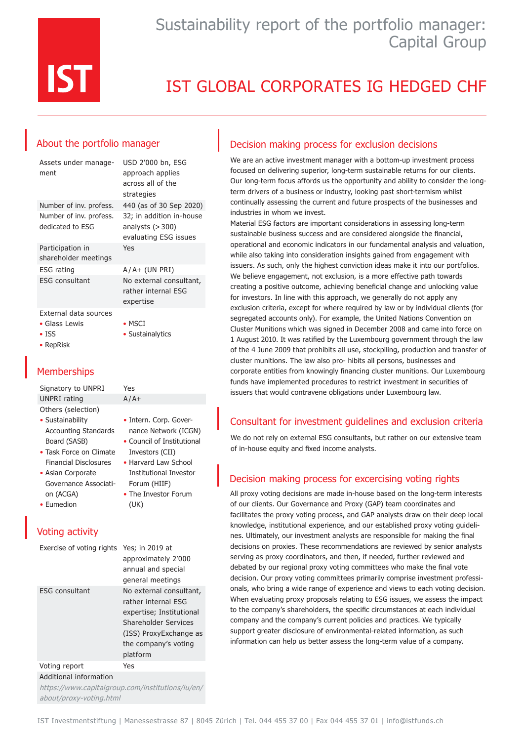IST

# Sustainability report of the portfolio manager: Capital Group

# IST GLOBAL CORPORATES IG HEDGED CHF

## About the portfolio manager

| | |
|---|---|
| Assets under management | USD 2'000 bn, ESG approach applies across all of the strategies |
| Number of inv. profess. | 440 (as of 30 Sep 2020) |
| Number of inv. profess. dedicated to ESG | 32; in addition in-house analysts (> 300) evaluating ESG issues |
| Participation in shareholder meetings | Yes |
| ESG rating | A/A+ (UN PRI) |
| ESG consultant | No external consultant, rather internal ESG expertise |

External data sources

- Glass Lewis
- ISS
- RepRisk
- MSCI
- Sustainalytics

## Memberships

| | |
|---|---|
| Signatory to UNPRI | Yes |
| UNPRI rating | A/A+ |

Others (selection)

- Sustainability Accounting Standards Board (SASB)
- Task Force on Climate Financial Disclosures
- Asian Corporate Governance Association (ACGA)
- Eumedion
- Intern. Corp. Governance Network (ICGN)
- Council of Institutional Investors (CII)
- Harvard Law School Institutional Investor Forum (HIIF)
- The Investor Forum (UK)

## Voting activity

| | |
|---|---|
| Exercise of voting rights | Yes; in 2019 at approximately 2'000 annual and special general meetings |
| ESG consultant | No external consultant, rather internal ESG expertise; Institutional Shareholder Services (ISS) ProxyExchange as the company's voting platform |
| Voting report | Yes |

Additional information

*https://www.capitalgroup.com/institutions/lu/en/about/proxy-voting.html*

## Decision making process for exclusion decisions

We are an active investment manager with a bottom-up investment process focused on delivering superior, long-term sustainable returns for our clients. Our long-term focus affords us the opportunity and ability to consider the long-term drivers of a business or industry, looking past short-termism whilst continually assessing the current and future prospects of the businesses and industries in whom we invest.

Material ESG factors are important considerations in assessing long-term sustainable business success and are considered alongside the financial, operational and economic indicators in our fundamental analysis and valuation, while also taking into consideration insights gained from engagement with issuers. As such, only the highest conviction ideas make it into our portfolios. We believe engagement, not exclusion, is a more effective path towards creating a positive outcome, achieving beneficial change and unlocking value for investors. In line with this approach, we generally do not apply any exclusion criteria, except for where required by law or by individual clients (for segregated accounts only). For example, the United Nations Convention on Cluster Munitions which was signed in December 2008 and came into force on 1 August 2010. It was ratified by the Luxembourg government through the law of the 4 June 2009 that prohibits all use, stockpiling, production and transfer of cluster munitions. The law also pro- hibits all persons, businesses and corporate entities from knowingly financing cluster munitions. Our Luxembourg funds have implemented procedures to restrict investment in securities of issuers that would contravene obligations under Luxembourg law.

## Consultant for investment guidelines and exclusion criteria

We do not rely on external ESG consultants, but rather on our extensive team of in-house equity and fixed income analysts.

## Decision making process for excercising voting rights

All proxy voting decisions are made in-house based on the long-term interests of our clients. Our Governance and Proxy (GAP) team coordinates and facilitates the proxy voting process, and GAP analysts draw on their deep local knowledge, institutional experience, and our established proxy voting guidelines. Ultimately, our investment analysts are responsible for making the final decisions on proxies. These recommendations are reviewed by senior analysts serving as proxy coordinators, and then, if needed, further reviewed and debated by our regional proxy voting committees who make the final vote decision. Our proxy voting committees primarily comprise investment professionals, who bring a wide range of experience and views to each voting decision. When evaluating proxy proposals relating to ESG issues, we assess the impact to the company's shareholders, the specific circumstances at each individual company and the company's current policies and practices. We typically support greater disclosure of environmental-related information, as such information can help us better assess the long-term value of a company.

IST Investmentstiftung | Manessestrasse 87 | 8045 Zürich | Tel. 044 455 37 00 | Fax 044 455 37 01 | info@istfunds.ch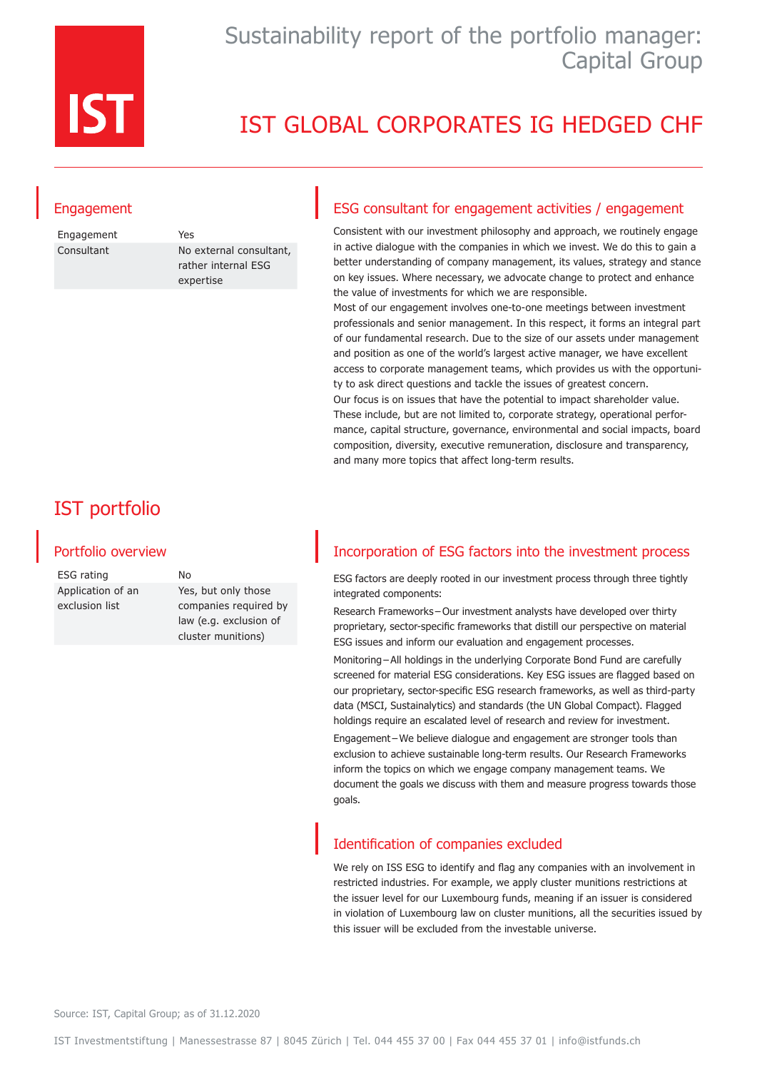# Sustainability report of the portfolio manager: Capital Group

# IST GLOBAL CORPORATES IG HEDGED CHF

## Engagement

| | |
|---|---|
| Engagement | Yes |
| Consultant | No external consultant, rather internal ESG expertise |

## ESG consultant for engagement activities / engagement

Consistent with our investment philosophy and approach, we routinely engage in active dialogue with the companies in which we invest. We do this to gain a better understanding of company management, its values, strategy and stance on key issues. Where necessary, we advocate change to protect and enhance the value of investments for which we are responsible.

Most of our engagement involves one-to-one meetings between investment professionals and senior management. In this respect, it forms an integral part of our fundamental research. Due to the size of our assets under management and position as one of the world's largest active manager, we have excellent access to corporate management teams, which provides us with the opportunity to ask direct questions and tackle the issues of greatest concern.

Our focus is on issues that have the potential to impact shareholder value. These include, but are not limited to, corporate strategy, operational performance, capital structure, governance, environmental and social impacts, board composition, diversity, executive remuneration, disclosure and transparency, and many more topics that affect long-term results.

# IST portfolio

## Portfolio overview

| | |
|---|---|
| ESG rating | No |
| Application of an exclusion list | Yes, but only those companies required by law (e.g. exclusion of cluster munitions) |

## Incorporation of ESG factors into the investment process

ESG factors are deeply rooted in our investment process through three tightly integrated components:

Research Frameworks – Our investment analysts have developed over thirty proprietary, sector-specific frameworks that distill our perspective on material ESG issues and inform our evaluation and engagement processes.

Monitoring – All holdings in the underlying Corporate Bond Fund are carefully screened for material ESG considerations. Key ESG issues are flagged based on our proprietary, sector-specific ESG research frameworks, as well as third-party data (MSCI, Sustainalytics) and standards (the UN Global Compact). Flagged holdings require an escalated level of research and review for investment.

Engagement – We believe dialogue and engagement are stronger tools than exclusion to achieve sustainable long-term results. Our Research Frameworks inform the topics on which we engage company management teams. We document the goals we discuss with them and measure progress towards those goals.

## Identification of companies excluded

We rely on ISS ESG to identify and flag any companies with an involvement in restricted industries. For example, we apply cluster munitions restrictions at the issuer level for our Luxembourg funds, meaning if an issuer is considered in violation of Luxembourg law on cluster munitions, all the securities issued by this issuer will be excluded from the investable universe.

Source: IST, Capital Group; as of 31.12.2020

IST Investmentstiftung | Manessestrasse 87 | 8045 Zürich | Tel. 044 455 37 00 | Fax 044 455 37 01 | info@istfunds.ch